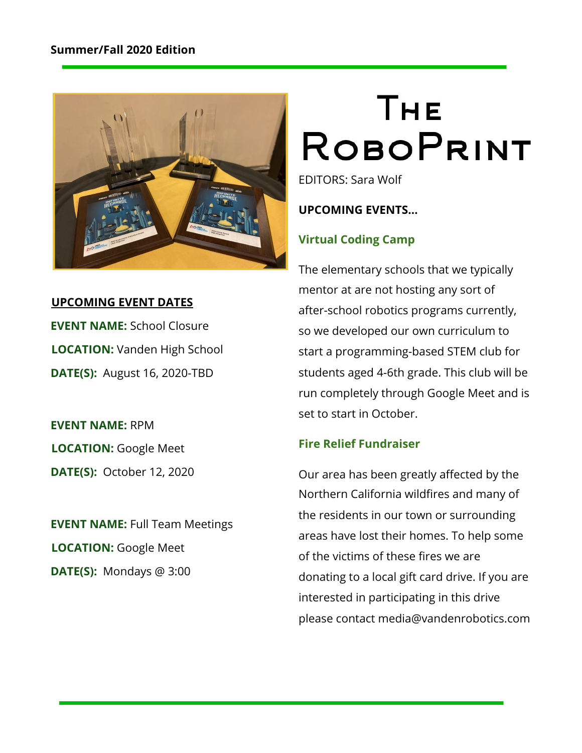**Summer/Fall 2020 Edition**

# The RoboPrint

EDITORS: Sara Wolf

**UPCOMING EVENTS...**

### Virtual Coding Camp

The elementary schools that we typically mentor at are not hosting any sort of after-school robotics programs currently, so we developed our own curriculum to start a programming-based STEM club for students aged 4-6th grade. This club will be run completely through Google Meet and is set to start in October.

### Fire Relief Fundraiser

Our area has been greatly affected by the Northern California wildfires and many of the residents in our town or surrounding areas have lost their homes. To help some of the victims of these fires we are donating to a local gift card drive. If you are interested in participating in this drive please contact media@vandenrobotics.com

## UPCOMING EVENT DATES

**EVENT NAME:** School Closure
**LOCATION:** Vanden High School
**DATE(S):** August 16, 2020-TBD

**EVENT NAME:** RPM
**LOCATION:** Google Meet
**DATE(S):** October 12, 2020

**EVENT NAME:** Full Team Meetings
**LOCATION:** Google Meet
**DATE(S):** Mondays @ 3:00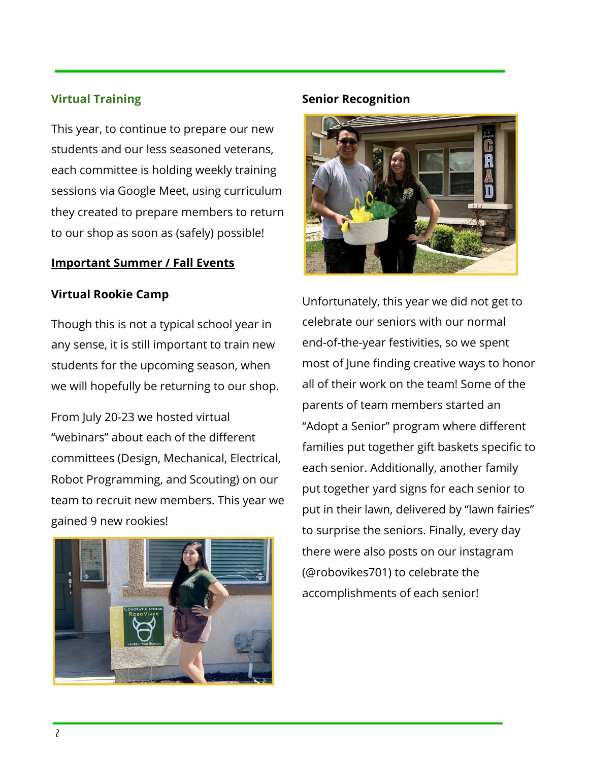## Virtual Training

This year, to continue to prepare our new students and our less seasoned veterans, each committee is holding weekly training sessions via Google Meet, using curriculum they created to prepare members to return to our shop as soon as (safely) possible!

## Important Summer / Fall Events

### Virtual Rookie Camp

Though this is not a typical school year in any sense, it is still important to train new students for the upcoming season, when we will hopefully be returning to our shop.

From July 20-23 we hosted virtual "webinars" about each of the different committees (Design, Mechanical, Electrical, Robot Programming, and Scouting) on our team to recruit new members. This year we gained 9 new rookies!

### Senior Recognition

Unfortunately, this year we did not get to celebrate our seniors with our normal end-of-the-year festivities, so we spent most of June finding creative ways to honor all of their work on the team! Some of the parents of team members started an "Adopt a Senior" program where different families put together gift baskets specific to each senior. Additionally, another family put together yard signs for each senior to put in their lawn, delivered by "lawn fairies" to surprise the seniors. Finally, every day there were also posts on our instagram (@robovikes701) to celebrate the accomplishments of each senior!